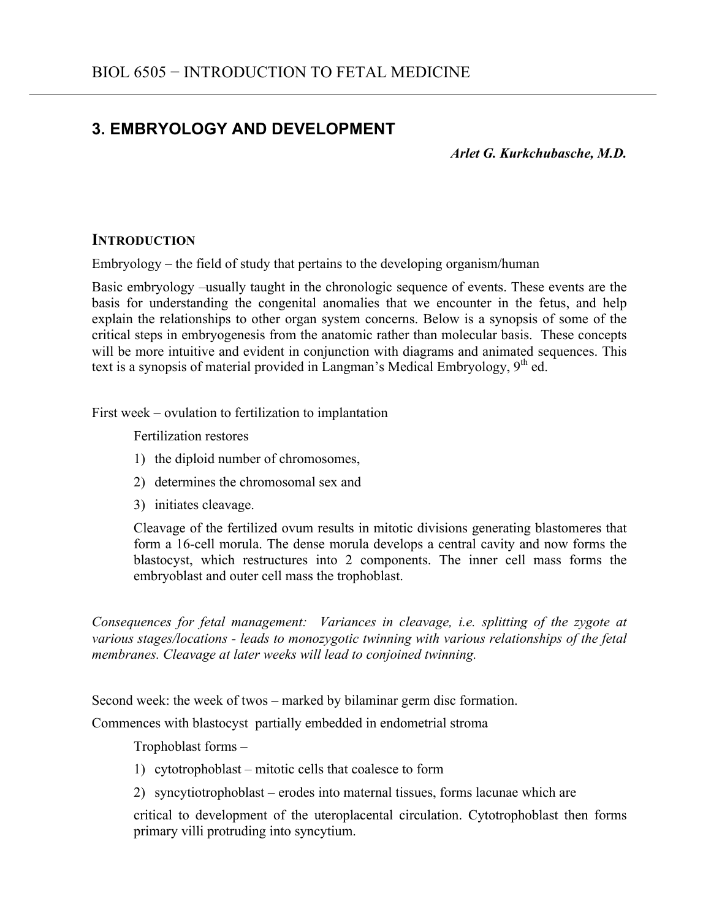BIOL 6505 − INTRODUCTION TO FETAL MEDICINE

## 3. EMBRYOLOGY AND DEVELOPMENT

***Arlet G. Kurkchubasche, M.D.***

### INTRODUCTION

Embryology – the field of study that pertains to the developing organism/human

Basic embryology –usually taught in the chronologic sequence of events. These events are the basis for understanding the congenital anomalies that we encounter in the fetus, and help explain the relationships to other organ system concerns. Below is a synopsis of some of the critical steps in embryogenesis from the anatomic rather than molecular basis. These concepts will be more intuitive and evident in conjunction with diagrams and animated sequences. This text is a synopsis of material provided in Langman's Medical Embryology, 9th ed.

First week – ovulation to fertilization to implantation

Fertilization restores

1) the diploid number of chromosomes,
2) determines the chromosomal sex and
3) initiates cleavage.

Cleavage of the fertilized ovum results in mitotic divisions generating blastomeres that form a 16-cell morula. The dense morula develops a central cavity and now forms the blastocyst, which restructures into 2 components. The inner cell mass forms the embryoblast and outer cell mass the trophoblast.

*Consequences for fetal management: Variances in cleavage, i.e. splitting of the zygote at various stages/locations - leads to monozygotic twinning with various relationships of the fetal membranes. Cleavage at later weeks will lead to conjoined twinning.*

Second week: the week of twos – marked by bilaminar germ disc formation.

Commences with blastocyst partially embedded in endometrial stroma

Trophoblast forms –

1) cytotrophoblast – mitotic cells that coalesce to form
2) syncytiotrophoblast – erodes into maternal tissues, forms lacunae which are

critical to development of the uteroplacental circulation. Cytotrophoblast then forms primary villi protruding into syncytium.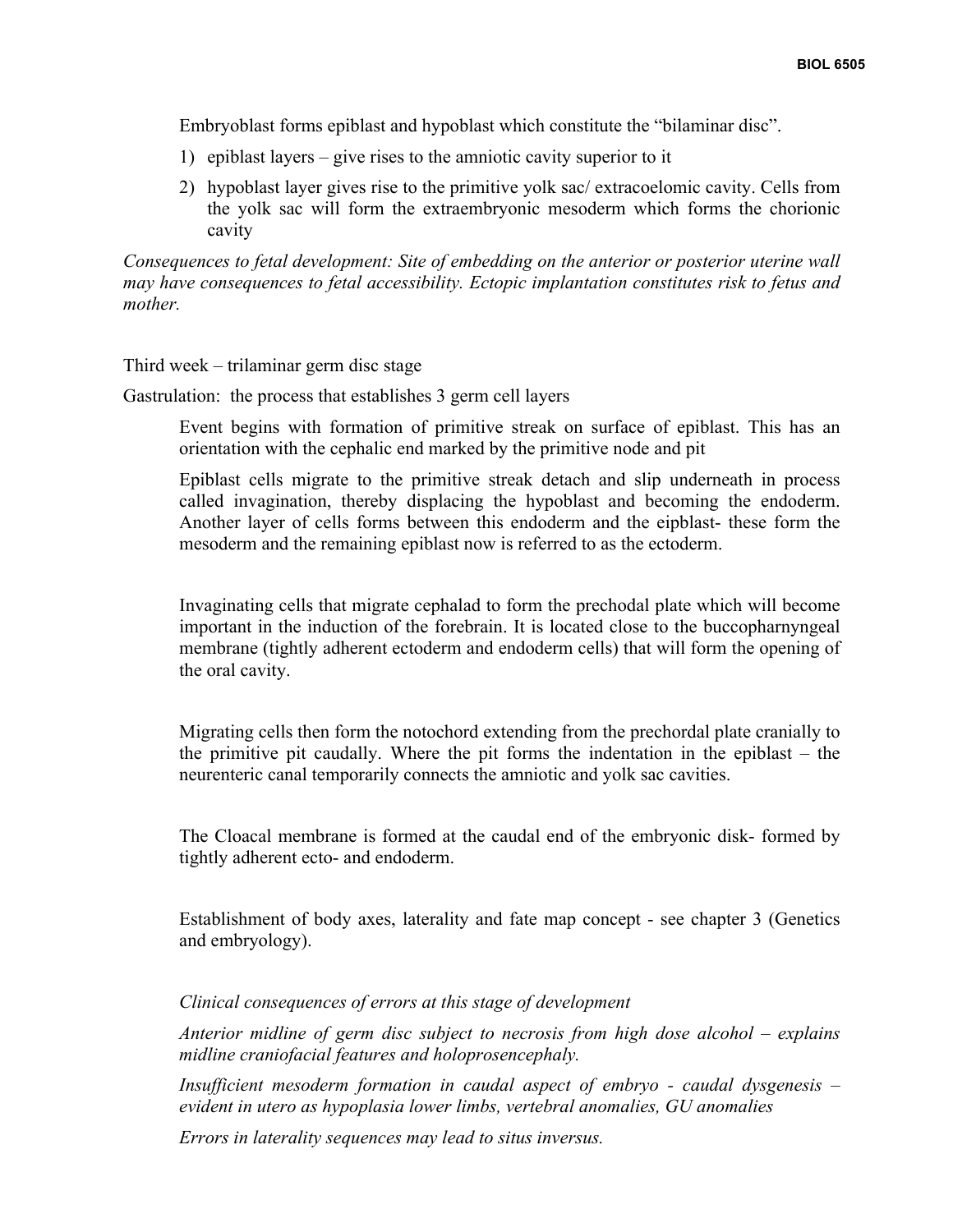Embryoblast forms epiblast and hypoblast which constitute the "bilaminar disc".

1) epiblast layers – give rises to the amniotic cavity superior to it
2) hypoblast layer gives rise to the primitive yolk sac/ extracoelomic cavity. Cells from the yolk sac will form the extraembryonic mesoderm which forms the chorionic cavity

*Consequences to fetal development: Site of embedding on the anterior or posterior uterine wall may have consequences to fetal accessibility. Ectopic implantation constitutes risk to fetus and mother.*

Third week – trilaminar germ disc stage

Gastrulation: the process that establishes 3 germ cell layers

Event begins with formation of primitive streak on surface of epiblast. This has an orientation with the cephalic end marked by the primitive node and pit

Epiblast cells migrate to the primitive streak detach and slip underneath in process called invagination, thereby displacing the hypoblast and becoming the endoderm. Another layer of cells forms between this endoderm and the eipblast- these form the mesoderm and the remaining epiblast now is referred to as the ectoderm.

Invaginating cells that migrate cephalad to form the prechodal plate which will become important in the induction of the forebrain. It is located close to the buccopharnyngeal membrane (tightly adherent ectoderm and endoderm cells) that will form the opening of the oral cavity.

Migrating cells then form the notochord extending from the prechordal plate cranially to the primitive pit caudally. Where the pit forms the indentation in the epiblast – the neurenteric canal temporarily connects the amniotic and yolk sac cavities.

The Cloacal membrane is formed at the caudal end of the embryonic disk- formed by tightly adherent ecto- and endoderm.

Establishment of body axes, laterality and fate map concept - see chapter 3 (Genetics and embryology).

*Clinical consequences of errors at this stage of development*

*Anterior midline of germ disc subject to necrosis from high dose alcohol – explains midline craniofacial features and holoprosencephaly.*

*Insufficient mesoderm formation in caudal aspect of embryo - caudal dysgenesis – evident in utero as hypoplasia lower limbs, vertebral anomalies, GU anomalies*

*Errors in laterality sequences may lead to situs inversus.*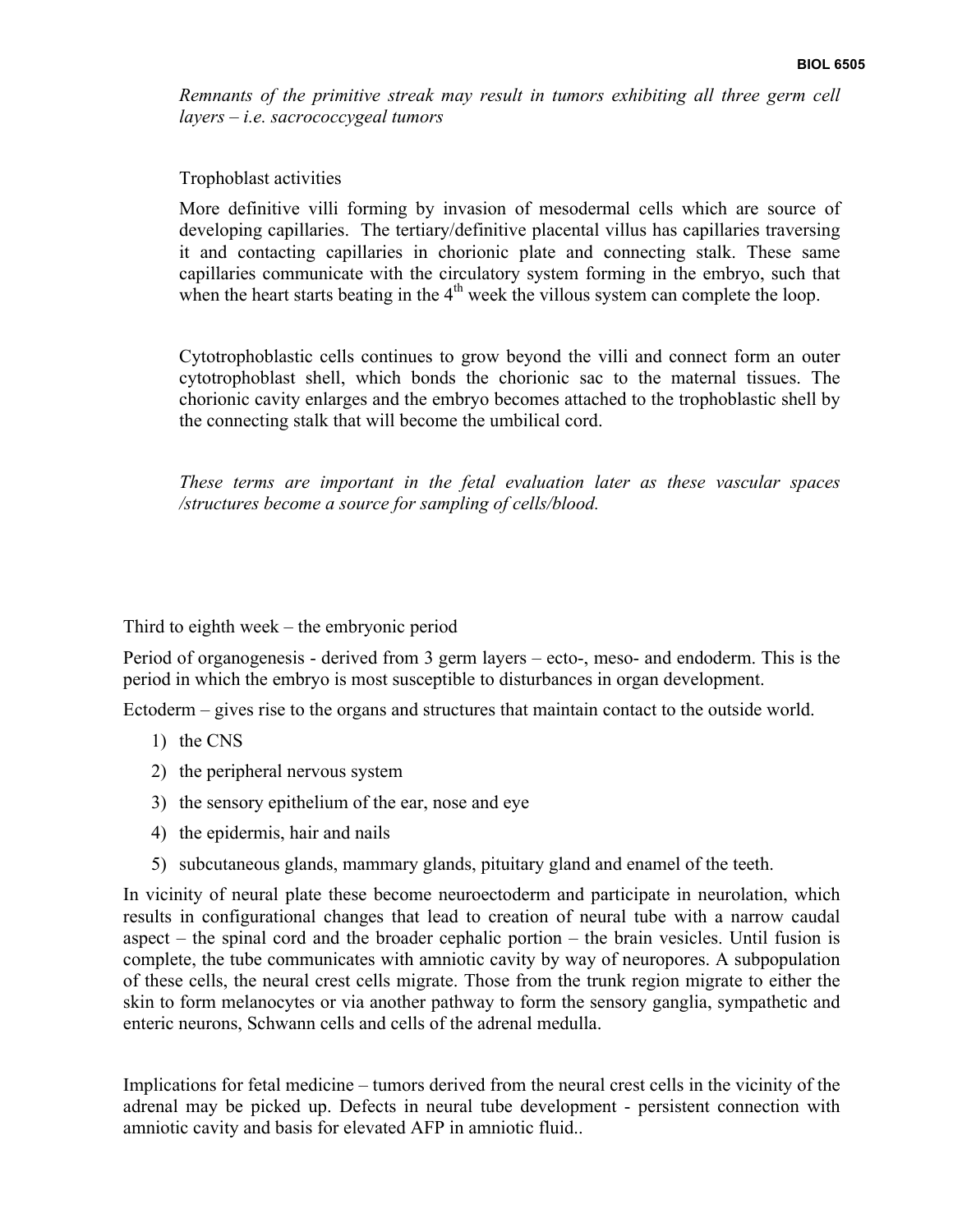*Remnants of the primitive streak may result in tumors exhibiting all three germ cell layers – i.e. sacrococcygeal tumors*

Trophoblast activities

More definitive villi forming by invasion of mesodermal cells which are source of developing capillaries. The tertiary/definitive placental villus has capillaries traversing it and contacting capillaries in chorionic plate and connecting stalk. These same capillaries communicate with the circulatory system forming in the embryo, such that when the heart starts beating in the 4th week the villous system can complete the loop.

Cytotrophoblastic cells continues to grow beyond the villi and connect form an outer cytotrophoblast shell, which bonds the chorionic sac to the maternal tissues. The chorionic cavity enlarges and the embryo becomes attached to the trophoblastic shell by the connecting stalk that will become the umbilical cord.

*These terms are important in the fetal evaluation later as these vascular spaces /structures become a source for sampling of cells/blood.*

Third to eighth week – the embryonic period

Period of organogenesis - derived from 3 germ layers – ecto-, meso- and endoderm. This is the period in which the embryo is most susceptible to disturbances in organ development.

Ectoderm – gives rise to the organs and structures that maintain contact to the outside world.

1) the CNS
2) the peripheral nervous system
3) the sensory epithelium of the ear, nose and eye
4) the epidermis, hair and nails
5) subcutaneous glands, mammary glands, pituitary gland and enamel of the teeth.

In vicinity of neural plate these become neuroectoderm and participate in neurolation, which results in configurational changes that lead to creation of neural tube with a narrow caudal aspect – the spinal cord and the broader cephalic portion – the brain vesicles. Until fusion is complete, the tube communicates with amniotic cavity by way of neuropores. A subpopulation of these cells, the neural crest cells migrate. Those from the trunk region migrate to either the skin to form melanocytes or via another pathway to form the sensory ganglia, sympathetic and enteric neurons, Schwann cells and cells of the adrenal medulla.

Implications for fetal medicine – tumors derived from the neural crest cells in the vicinity of the adrenal may be picked up. Defects in neural tube development - persistent connection with amniotic cavity and basis for elevated AFP in amniotic fluid..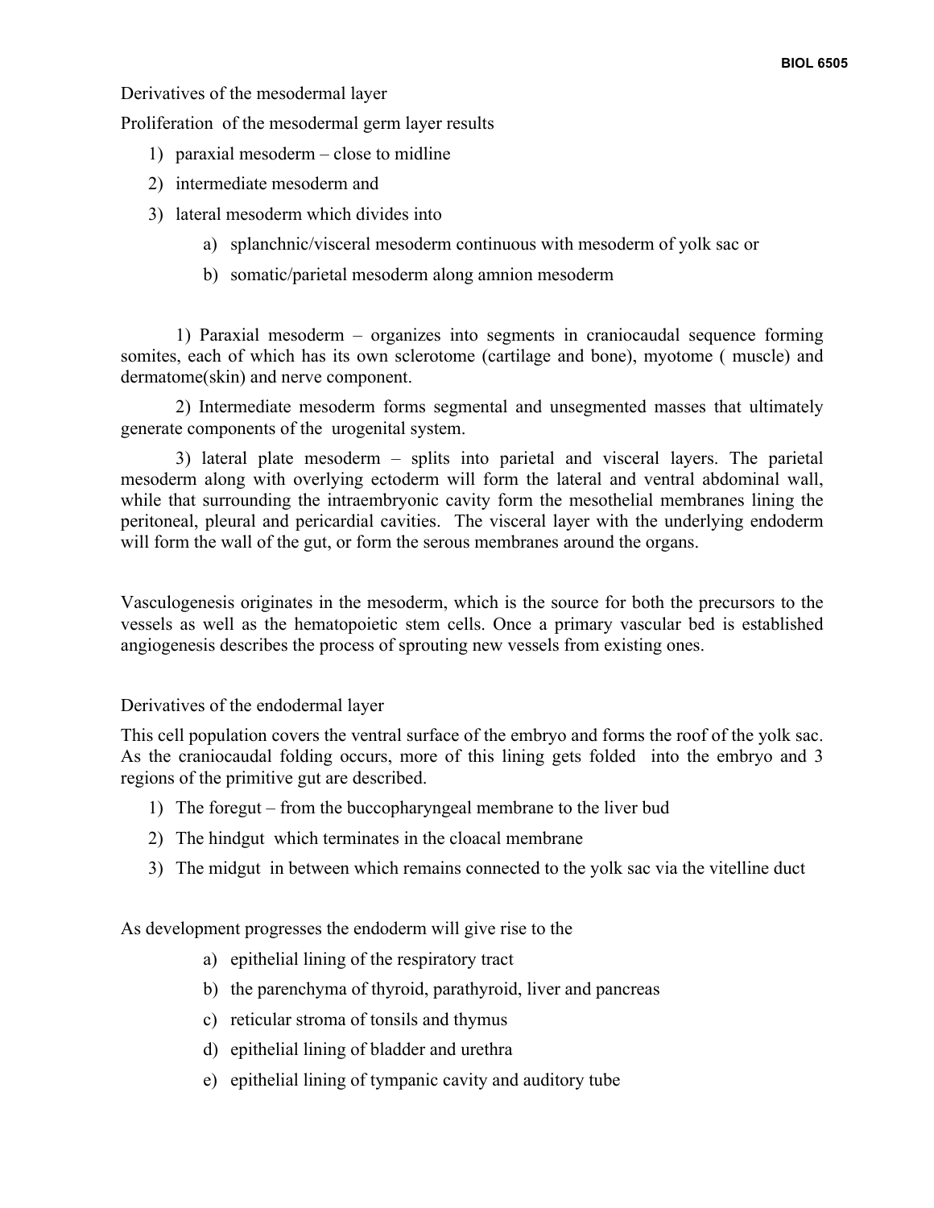Derivatives of the mesodermal layer

Proliferation of the mesodermal germ layer results

1) paraxial mesoderm – close to midline
2) intermediate mesoderm and
3) lateral mesoderm which divides into
   a) splanchnic/visceral mesoderm continuous with mesoderm of yolk sac or
   b) somatic/parietal mesoderm along amnion mesoderm

1) Paraxial mesoderm – organizes into segments in craniocaudal sequence forming somites, each of which has its own sclerotome (cartilage and bone), myotome ( muscle) and dermatome(skin) and nerve component.

2) Intermediate mesoderm forms segmental and unsegmented masses that ultimately generate components of the urogenital system.

3) lateral plate mesoderm – splits into parietal and visceral layers. The parietal mesoderm along with overlying ectoderm will form the lateral and ventral abdominal wall, while that surrounding the intraembryonic cavity form the mesothelial membranes lining the peritoneal, pleural and pericardial cavities. The visceral layer with the underlying endoderm will form the wall of the gut, or form the serous membranes around the organs.

Vasculogenesis originates in the mesoderm, which is the source for both the precursors to the vessels as well as the hematopoietic stem cells. Once a primary vascular bed is established angiogenesis describes the process of sprouting new vessels from existing ones.

Derivatives of the endodermal layer

This cell population covers the ventral surface of the embryo and forms the roof of the yolk sac. As the craniocaudal folding occurs, more of this lining gets folded into the embryo and 3 regions of the primitive gut are described.

1) The foregut – from the buccopharyngeal membrane to the liver bud
2) The hindgut which terminates in the cloacal membrane
3) The midgut in between which remains connected to the yolk sac via the vitelline duct

As development progresses the endoderm will give rise to the

a) epithelial lining of the respiratory tract
b) the parenchyma of thyroid, parathyroid, liver and pancreas
c) reticular stroma of tonsils and thymus
d) epithelial lining of bladder and urethra
e) epithelial lining of tympanic cavity and auditory tube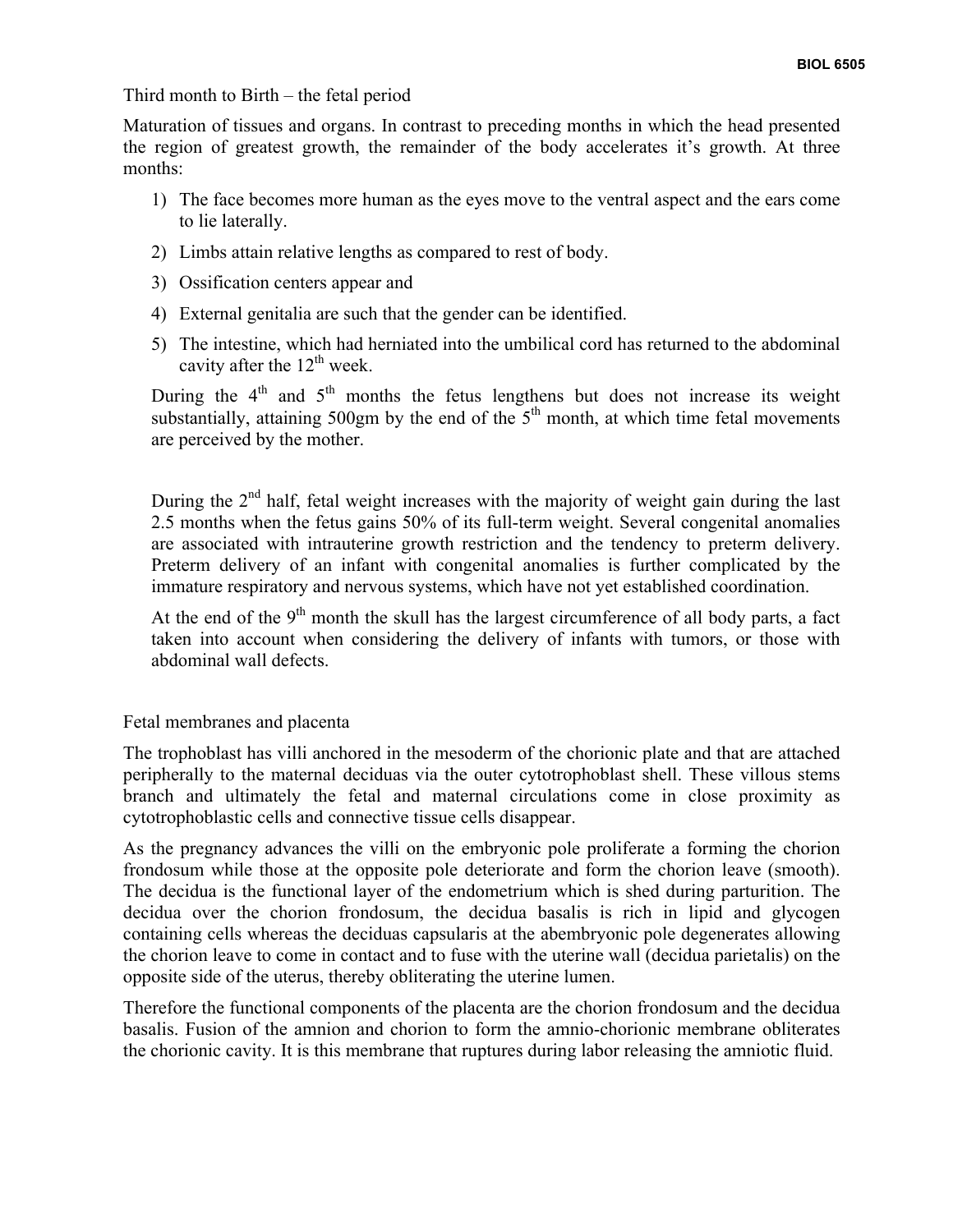Third month to Birth – the fetal period

Maturation of tissues and organs. In contrast to preceding months in which the head presented the region of greatest growth, the remainder of the body accelerates it's growth. At three months:

1) The face becomes more human as the eyes move to the ventral aspect and the ears come to lie laterally.
2) Limbs attain relative lengths as compared to rest of body.
3) Ossification centers appear and
4) External genitalia are such that the gender can be identified.
5) The intestine, which had herniated into the umbilical cord has returned to the abdominal cavity after the $12^{th}$ week.

During the $4^{th}$ and $5^{th}$ months the fetus lengthens but does not increase its weight substantially, attaining 500gm by the end of the $5^{th}$ month, at which time fetal movements are perceived by the mother.

During the $2^{nd}$ half, fetal weight increases with the majority of weight gain during the last 2.5 months when the fetus gains 50% of its full-term weight. Several congenital anomalies are associated with intrauterine growth restriction and the tendency to preterm delivery. Preterm delivery of an infant with congenital anomalies is further complicated by the immature respiratory and nervous systems, which have not yet established coordination.

At the end of the $9^{th}$ month the skull has the largest circumference of all body parts, a fact taken into account when considering the delivery of infants with tumors, or those with abdominal wall defects.

Fetal membranes and placenta

The trophoblast has villi anchored in the mesoderm of the chorionic plate and that are attached peripherally to the maternal deciduas via the outer cytotrophoblast shell. These villous stems branch and ultimately the fetal and maternal circulations come in close proximity as cytotrophoblastic cells and connective tissue cells disappear.

As the pregnancy advances the villi on the embryonic pole proliferate a forming the chorion frondosum while those at the opposite pole deteriorate and form the chorion leave (smooth). The decidua is the functional layer of the endometrium which is shed during parturition. The decidua over the chorion frondosum, the decidua basalis is rich in lipid and glycogen containing cells whereas the deciduas capsularis at the abembryonic pole degenerates allowing the chorion leave to come in contact and to fuse with the uterine wall (decidua parietalis) on the opposite side of the uterus, thereby obliterating the uterine lumen.

Therefore the functional components of the placenta are the chorion frondosum and the decidua basalis. Fusion of the amnion and chorion to form the amnio-chorionic membrane obliterates the chorionic cavity. It is this membrane that ruptures during labor releasing the amniotic fluid.